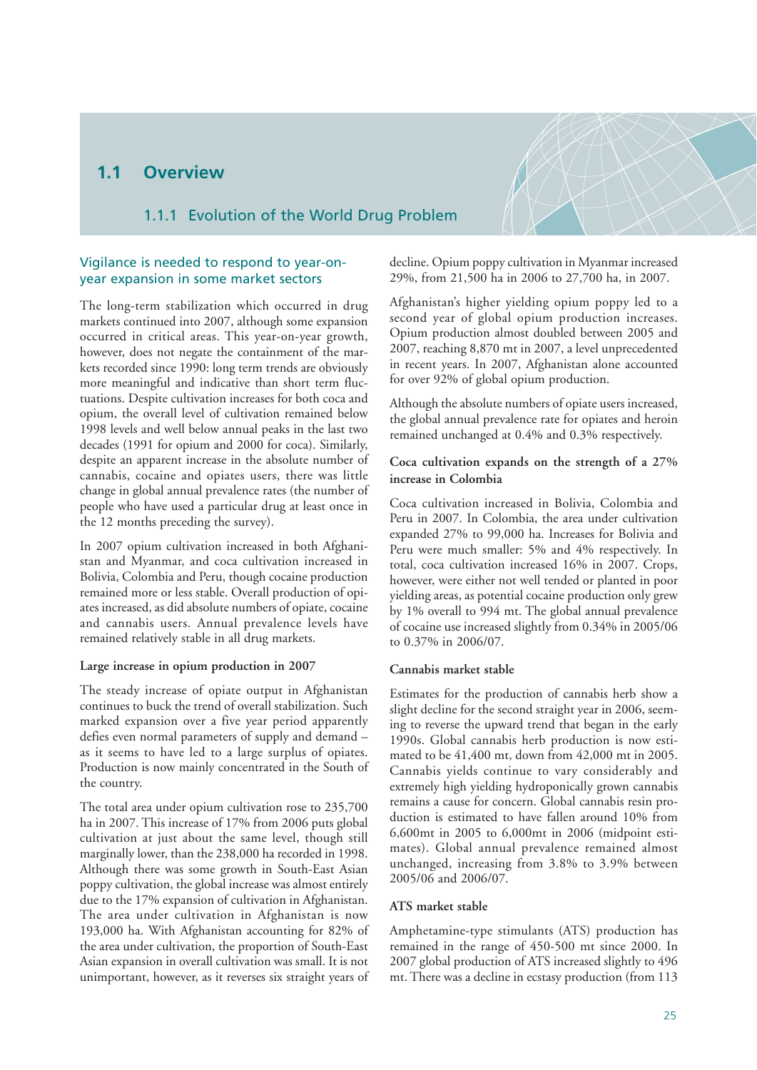## 1.1 Overview

### 1.1.1 Evolution of the World Drug Problem

#### Vigilance is needed to respond to year-on-year expansion in some market sectors

The long-term stabilization which occurred in drug markets continued into 2007, although some expansion occurred in critical areas. This year-on-year growth, however, does not negate the containment of the markets recorded since 1990: long term trends are obviously more meaningful and indicative than short term fluctuations. Despite cultivation increases for both coca and opium, the overall level of cultivation remained below 1998 levels and well below annual peaks in the last two decades (1991 for opium and 2000 for coca). Similarly, despite an apparent increase in the absolute number of cannabis, cocaine and opiates users, there was little change in global annual prevalence rates (the number of people who have used a particular drug at least once in the 12 months preceding the survey).

In 2007 opium cultivation increased in both Afghanistan and Myanmar, and coca cultivation increased in Bolivia, Colombia and Peru, though cocaine production remained more or less stable. Overall production of opiates increased, as did absolute numbers of opiate, cocaine and cannabis users. Annual prevalence levels have remained relatively stable in all drug markets.

**Large increase in opium production in 2007**

The steady increase of opiate output in Afghanistan continues to buck the trend of overall stabilization. Such marked expansion over a five year period apparently defies even normal parameters of supply and demand – as it seems to have led to a large surplus of opiates. Production is now mainly concentrated in the South of the country.

The total area under opium cultivation rose to 235,700 ha in 2007. This increase of 17% from 2006 puts global cultivation at just about the same level, though still marginally lower, than the 238,000 ha recorded in 1998. Although there was some growth in South-East Asian poppy cultivation, the global increase was almost entirely due to the 17% expansion of cultivation in Afghanistan. The area under cultivation in Afghanistan is now 193,000 ha. With Afghanistan accounting for 82% of the area under cultivation, the proportion of South-East Asian expansion in overall cultivation was small. It is not unimportant, however, as it reverses six straight years of decline. Opium poppy cultivation in Myanmar increased 29%, from 21,500 ha in 2006 to 27,700 ha, in 2007.

Afghanistan's higher yielding opium poppy led to a second year of global opium production increases. Opium production almost doubled between 2005 and 2007, reaching 8,870 mt in 2007, a level unprecedented in recent years. In 2007, Afghanistan alone accounted for over 92% of global opium production.

Although the absolute numbers of opiate users increased, the global annual prevalence rate for opiates and heroin remained unchanged at 0.4% and 0.3% respectively.

**Coca cultivation expands on the strength of a 27% increase in Colombia**

Coca cultivation increased in Bolivia, Colombia and Peru in 2007. In Colombia, the area under cultivation expanded 27% to 99,000 ha. Increases for Bolivia and Peru were much smaller: 5% and 4% respectively. In total, coca cultivation increased 16% in 2007. Crops, however, were either not well tended or planted in poor yielding areas, as potential cocaine production only grew by 1% overall to 994 mt. The global annual prevalence of cocaine use increased slightly from 0.34% in 2005/06 to 0.37% in 2006/07.

**Cannabis market stable**

Estimates for the production of cannabis herb show a slight decline for the second straight year in 2006, seeming to reverse the upward trend that began in the early 1990s. Global cannabis herb production is now estimated to be 41,400 mt, down from 42,000 mt in 2005. Cannabis yields continue to vary considerably and extremely high yielding hydroponically grown cannabis remains a cause for concern. Global cannabis resin production is estimated to have fallen around 10% from 6,600mt in 2005 to 6,000mt in 2006 (midpoint estimates). Global annual prevalence remained almost unchanged, increasing from 3.8% to 3.9% between 2005/06 and 2006/07.

**ATS market stable**

Amphetamine-type stimulants (ATS) production has remained in the range of 450-500 mt since 2000. In 2007 global production of ATS increased slightly to 496 mt. There was a decline in ecstasy production (from 113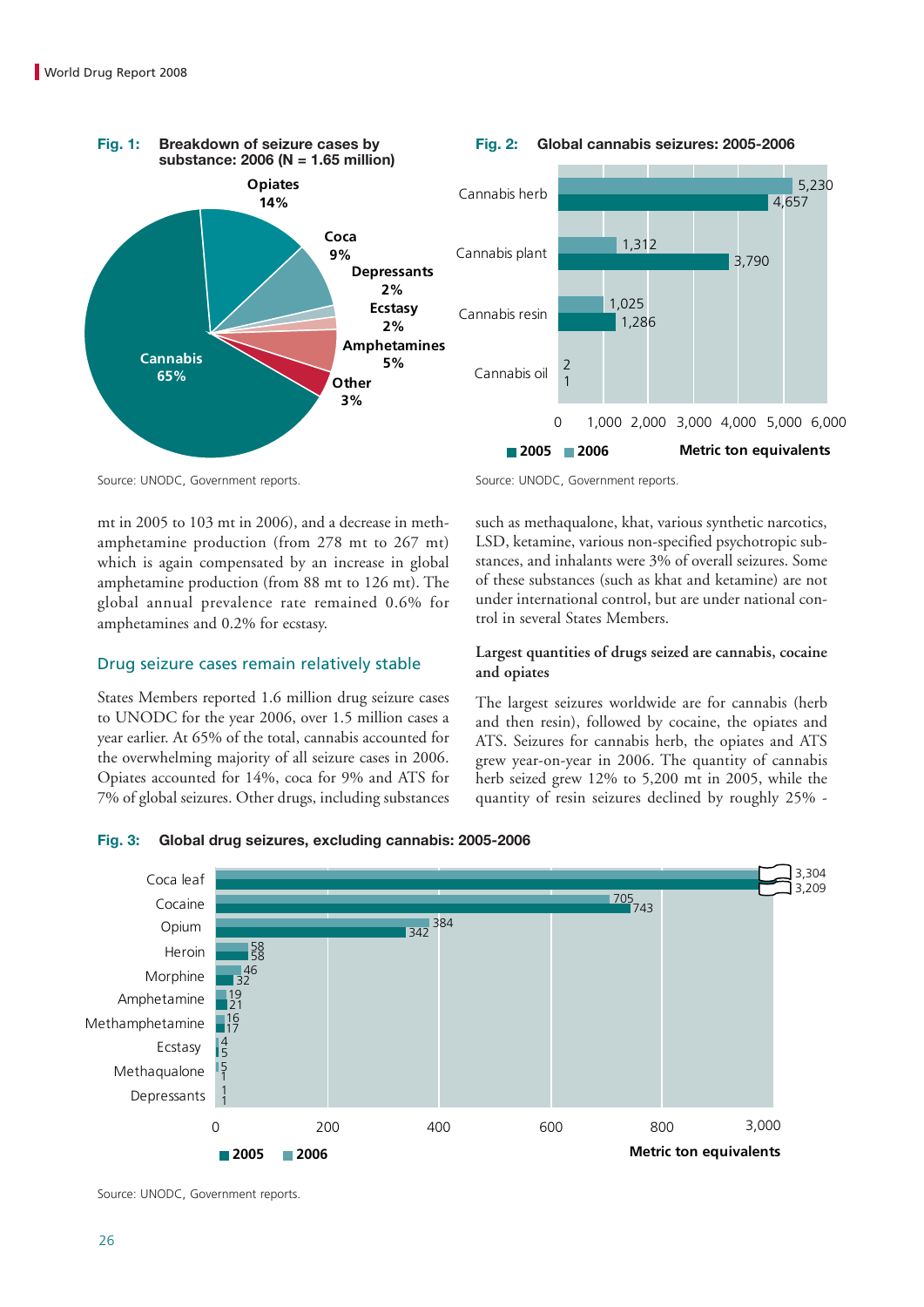**Fig. 1: Breakdown of seizure cases by substance: 2006 (N = 1.65 million)**

| Substance | Share |
|---|---|
| Cannabis | 65% |
| Opiates | 14% |
| Coca | 9% |
| Depressants | 2% |
| Ecstasy | 2% |
| Amphetamines | 5% |
| Other | 3% |

Source: UNODC, Government reports.

**Fig. 2: Global cannabis seizures: 2005-2006**

Metric ton equivalents

| | 2005 | 2006 |
|---|---|---|
| Cannabis herb | 4,657 | 5,230 |
| Cannabis plant | 3,790 | 1,312 |
| Cannabis resin | 1,286 | 1,025 |
| Cannabis oil | 1 | 2 |

Source: UNODC, Government reports.

mt in 2005 to 103 mt in 2006), and a decrease in methamphetamine production (from 278 mt to 267 mt) which is again compensated by an increase in global amphetamine production (from 88 mt to 126 mt). The global annual prevalence rate remained 0.6% for amphetamines and 0.2% for ecstasy.

## Drug seizure cases remain relatively stable

States Members reported 1.6 million drug seizure cases to UNODC for the year 2006, over 1.5 million cases a year earlier. At 65% of the total, cannabis accounted for the overwhelming majority of all seizure cases in 2006. Opiates accounted for 14%, coca for 9% and ATS for 7% of global seizures. Other drugs, including substances such as methaqualone, khat, various synthetic narcotics, LSD, ketamine, various non-specified psychotropic substances, and inhalants were 3% of overall seizures. Some of these substances (such as khat and ketamine) are not under international control, but are under national control in several States Members.

### Largest quantities of drugs seized are cannabis, cocaine and opiates

The largest seizures worldwide are for cannabis (herb and then resin), followed by cocaine, the opiates and ATS. Seizures for cannabis herb, the opiates and ATS grew year-on-year in 2006. The quantity of cannabis herb seized grew 12% to 5,200 mt in 2005, while the quantity of resin seizures declined by roughly 25% -

**Fig. 3: Global drug seizures, excluding cannabis: 2005-2006**

Metric ton equivalents

| | 2005 | 2006 |
|---|---|---|
| Coca leaf | 3,209 | 3,304 |
| Cocaine | 743 | 705 |
| Opium | 342 | 384 |
| Heroin | 58 | 58 |
| Morphine | 32 | 46 |
| Amphetamine | 21 | 19 |
| Methamphetamine | 17 | 16 |
| Ecstasy | 5 | 4 |
| Methaqualone | 1 | 5 |
| Depressants | 1 | 1 |

Source: UNODC, Government reports.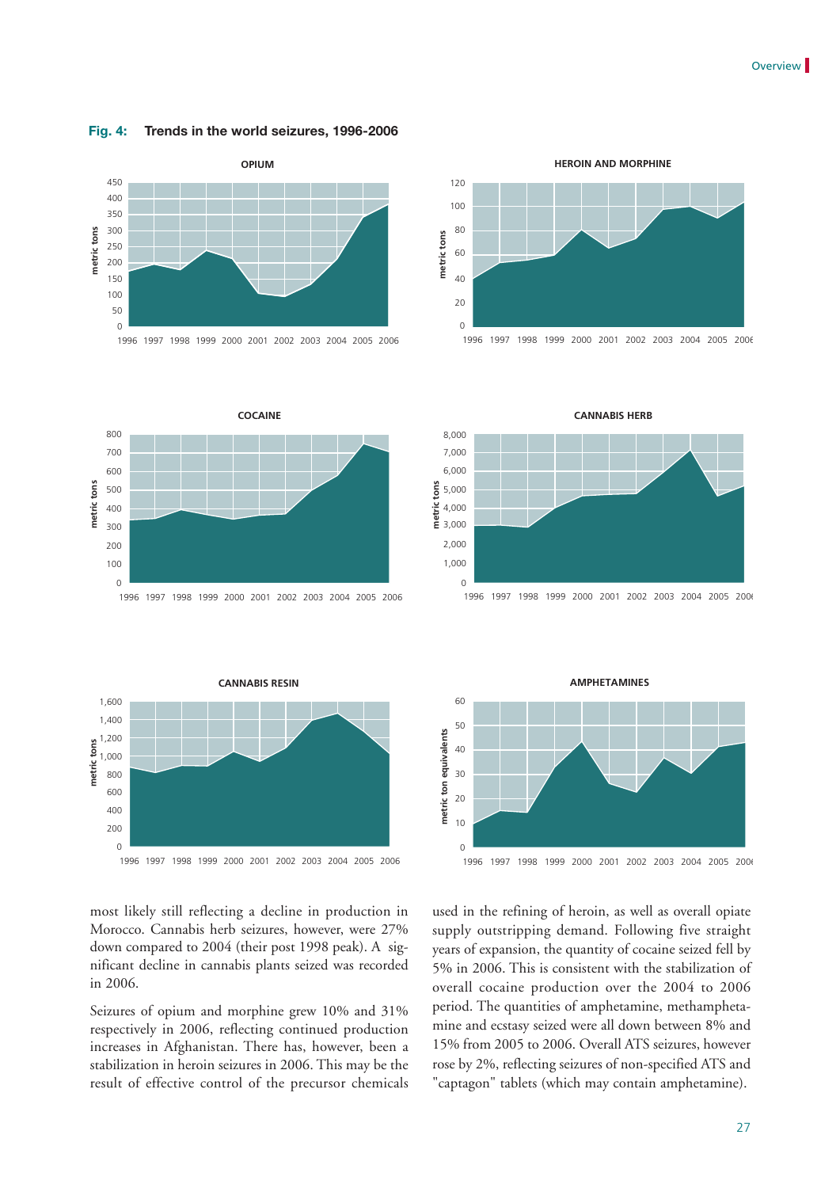**Fig. 4: Trends in the world seizures, 1996-2006**

most likely still reflecting a decline in production in Morocco. Cannabis herb seizures, however, were 27% down compared to 2004 (their post 1998 peak). A significant decline in cannabis plants seized was recorded in 2006.

Seizures of opium and morphine grew 10% and 31% respectively in 2006, reflecting continued production increases in Afghanistan. There has, however, been a stabilization in heroin seizures in 2006. This may be the result of effective control of the precursor chemicals used in the refining of heroin, as well as overall opiate supply outstripping demand. Following five straight years of expansion, the quantity of cocaine seized fell by 5% in 2006. This is consistent with the stabilization of overall cocaine production over the 2004 to 2006 period. The quantities of amphetamine, methamphetamine and ecstasy seized were all down between 8% and 15% from 2005 to 2006. Overall ATS seizures, however rose by 2%, reflecting seizures of non-specified ATS and "captagon" tablets (which may contain amphetamine).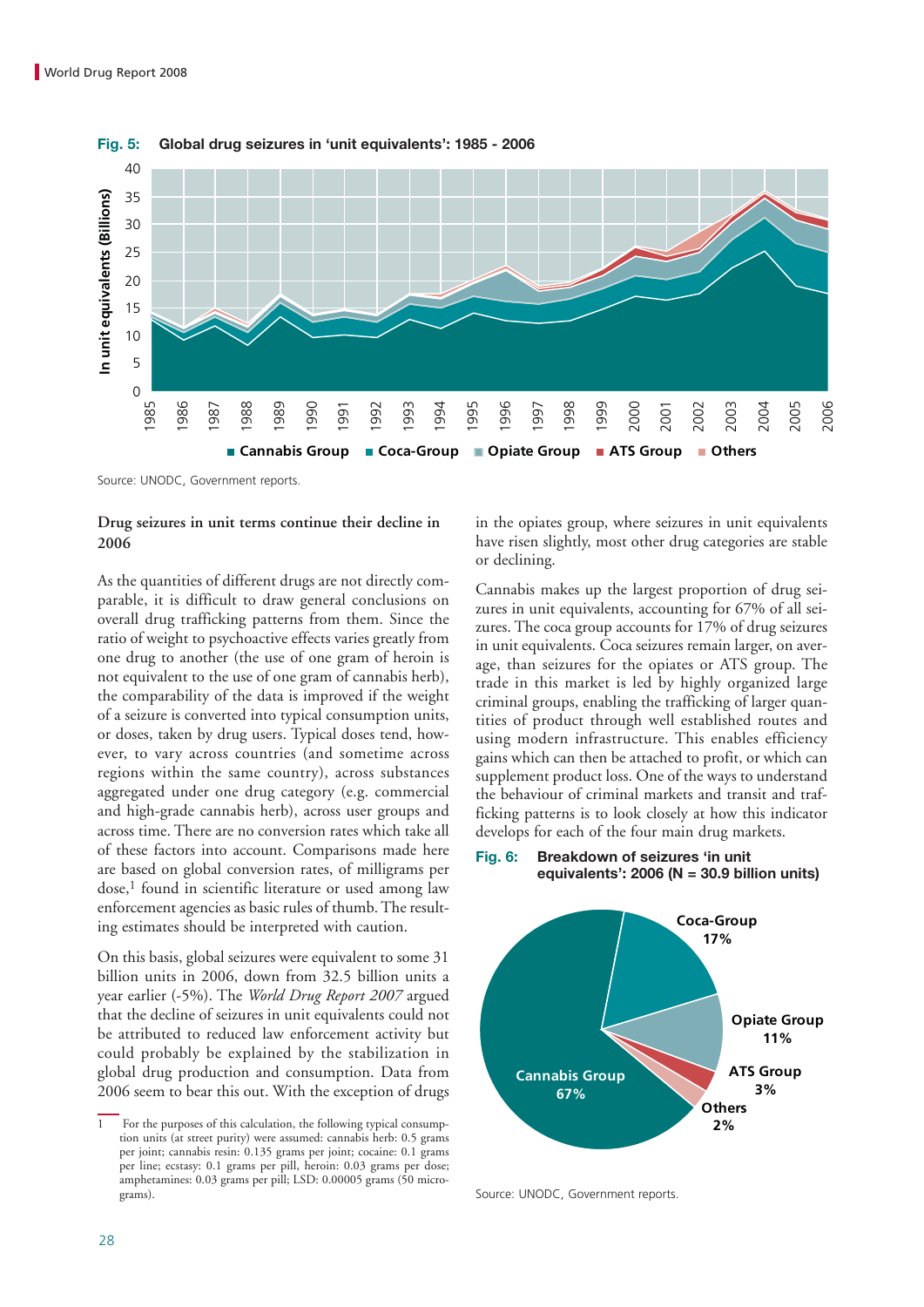**Fig. 5: Global drug seizures in 'unit equivalents': 1985 - 2006**

Source: UNODC, Government reports.

**Drug seizures in unit terms continue their decline in 2006**

As the quantities of different drugs are not directly comparable, it is difficult to draw general conclusions on overall drug trafficking patterns from them. Since the ratio of weight to psychoactive effects varies greatly from one drug to another (the use of one gram of heroin is not equivalent to the use of one gram of cannabis herb), the comparability of the data is improved if the weight of a seizure is converted into typical consumption units, or doses, taken by drug users. Typical doses tend, however, to vary across countries (and sometime across regions within the same country), across substances aggregated under one drug category (e.g. commercial and high-grade cannabis herb), across user groups and across time. There are no conversion rates which take all of these factors into account. Comparisons made here are based on global conversion rates, of milligrams per dose,[1] found in scientific literature or used among law enforcement agencies as basic rules of thumb. The resulting estimates should be interpreted with caution.

On this basis, global seizures were equivalent to some 31 billion units in 2006, down from 32.5 billion units a year earlier (-5%). The *World Drug Report 2007* argued that the decline of seizures in unit equivalents could not be attributed to reduced law enforcement activity but could probably be explained by the stabilization in global drug production and consumption. Data from 2006 seem to bear this out. With the exception of drugs in the opiates group, where seizures in unit equivalents have risen slightly, most other drug categories are stable or declining.

Cannabis makes up the largest proportion of drug seizures in unit equivalents, accounting for 67% of all seizures. The coca group accounts for 17% of drug seizures in unit equivalents. Coca seizures remain larger, on average, than seizures for the opiates or ATS group. The trade in this market is led by highly organized large criminal groups, enabling the trafficking of larger quantities of product through well established routes and using modern infrastructure. This enables efficiency gains which can then be attached to profit, or which can supplement product loss. One of the ways to understand the behaviour of criminal markets and transit and trafficking patterns is to look closely at how this indicator develops for each of the four main drug markets.

**Fig. 6: Breakdown of seizures 'in unit equivalents': 2006 (N = 30.9 billion units)**

| Group | Share |
|---|---|
| Cannabis Group | 67% |
| Coca-Group | 17% |
| Opiate Group | 11% |
| ATS Group | 3% |
| Others | 2% |

Source: UNODC, Government reports.

[1] For the purposes of this calculation, the following typical consumption units (at street purity) were assumed: cannabis herb: 0.5 grams per joint; cannabis resin: 0.135 grams per joint; cocaine: 0.1 grams per line; ecstasy: 0.1 grams per pill, heroin: 0.03 grams per dose; amphetamines: 0.03 grams per pill; LSD: 0.00005 grams (50 micrograms).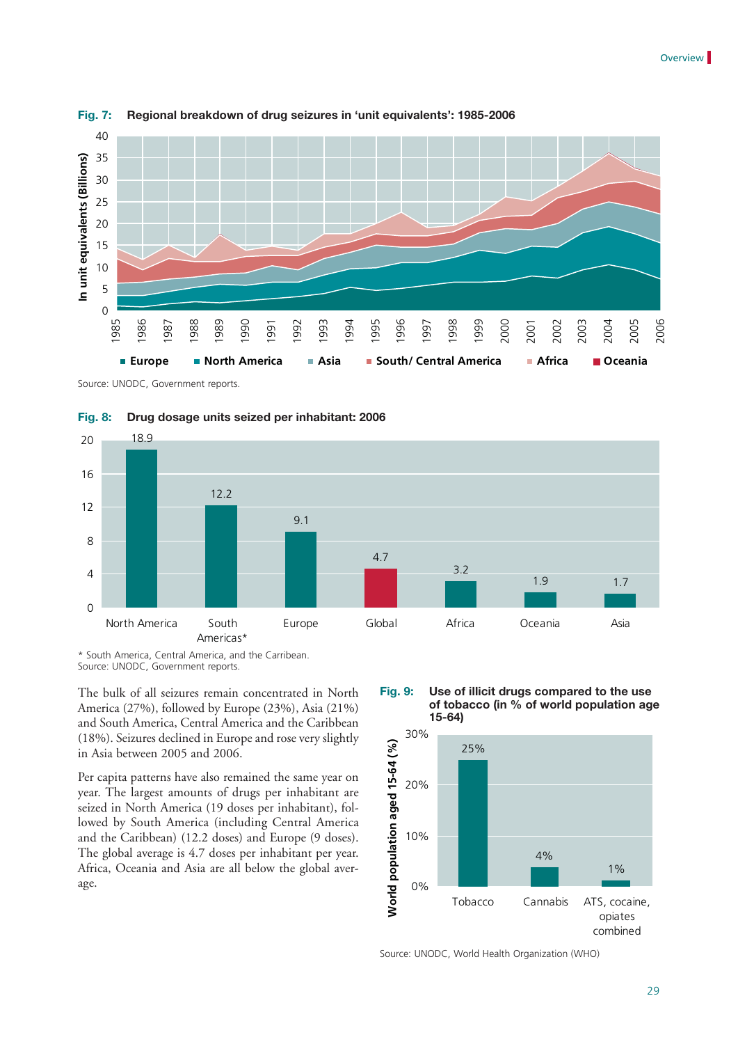**Fig. 7: Regional breakdown of drug seizures in 'unit equivalents': 1985-2006**

Source: UNODC, Government reports.

**Fig. 8: Drug dosage units seized per inhabitant: 2006**

| Region | Units per inhabitant |
|---|---|
| North America | 18.9 |
| South Americas* | 12.2 |
| Europe | 9.1 |
| Global | 4.7 |
| Africa | 3.2 |
| Oceania | 1.9 |
| Asia | 1.7 |

\* South America, Central America, and the Carribean.
Source: UNODC, Government reports.

The bulk of all seizures remain concentrated in North America (27%), followed by Europe (23%), Asia (21%) and South America, Central America and the Caribbean (18%). Seizures declined in Europe and rose very slightly in Asia between 2005 and 2006.

Per capita patterns have also remained the same year on year. The largest amounts of drugs per inhabitant are seized in North America (19 doses per inhabitant), followed by South America (including Central America and the Caribbean) (12.2 doses) and Europe (9 doses). The global average is 4.7 doses per inhabitant per year. Africa, Oceania and Asia are all below the global average.

**Fig. 9: Use of illicit drugs compared to the use of tobacco (in % of world population age 15-64)**

| | World population aged 15-64 (%) |
|---|---|
| Tobacco | 25% |
| Cannabis | 4% |
| ATS, cocaine, opiates combined | 1% |

Source: UNODC, World Health Organization (WHO)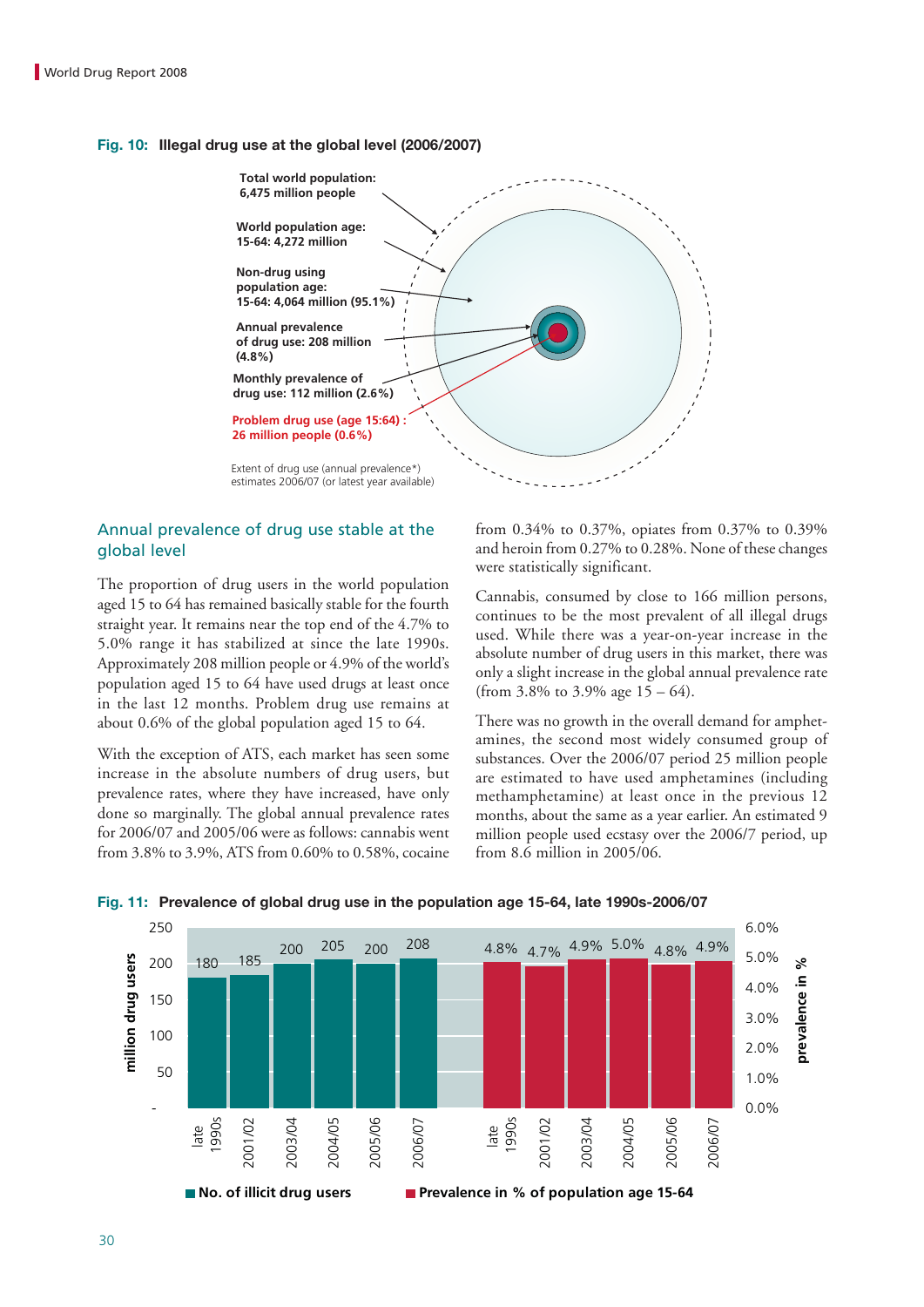**Fig. 10: Illegal drug use at the global level (2006/2007)**

Total world population: 6,475 million people

World population age: 15-64: 4,272 million

Non-drug using population age: 15-64: 4,064 million (95.1%)

Annual prevalence of drug use: 208 million (4.8%)

Monthly prevalence of drug use: 112 million (2.6%)

Problem drug use (age 15:64) : 26 million people (0.6%)

Extent of drug use (annual prevalence*) estimates 2006/07 (or latest year available)

## Annual prevalence of drug use stable at the global level

The proportion of drug users in the world population aged 15 to 64 has remained basically stable for the fourth straight year. It remains near the top end of the 4.7% to 5.0% range it has stabilized at since the late 1990s. Approximately 208 million people or 4.9% of the world's population aged 15 to 64 have used drugs at least once in the last 12 months. Problem drug use remains at about 0.6% of the global population aged 15 to 64.

With the exception of ATS, each market has seen some increase in the absolute numbers of drug users, but prevalence rates, where they have increased, have only done so marginally. The global annual prevalence rates for 2006/07 and 2005/06 were as follows: cannabis went from 3.8% to 3.9%, ATS from 0.60% to 0.58%, cocaine from 0.34% to 0.37%, opiates from 0.37% to 0.39% and heroin from 0.27% to 0.28%. None of these changes were statistically significant.

Cannabis, consumed by close to 166 million persons, continues to be the most prevalent of all illegal drugs used. While there was a year-on-year increase in the absolute number of drug users in this market, there was only a slight increase in the global annual prevalence rate (from 3.8% to 3.9% age 15 – 64).

There was no growth in the overall demand for amphetamines, the second most widely consumed group of substances. Over the 2006/07 period 25 million people are estimated to have used amphetamines (including methamphetamine) at least once in the previous 12 months, about the same as a year earlier. An estimated 9 million people used ecstasy over the 2006/7 period, up from 8.6 million in 2005/06.

**Fig. 11: Prevalence of global drug use in the population age 15-64, late 1990s-2006/07**

| Period | No. of illicit drug users (million) | Prevalence in % of population age 15-64 |
|---|---|---|
| late 1990s | 180 | 4.8% |
| 2001/02 | 185 | 4.7% |
| 2003/04 | 200 | 4.9% |
| 2004/05 | 205 | 5.0% |
| 2005/06 | 200 | 4.8% |
| 2006/07 | 208 | 4.9% |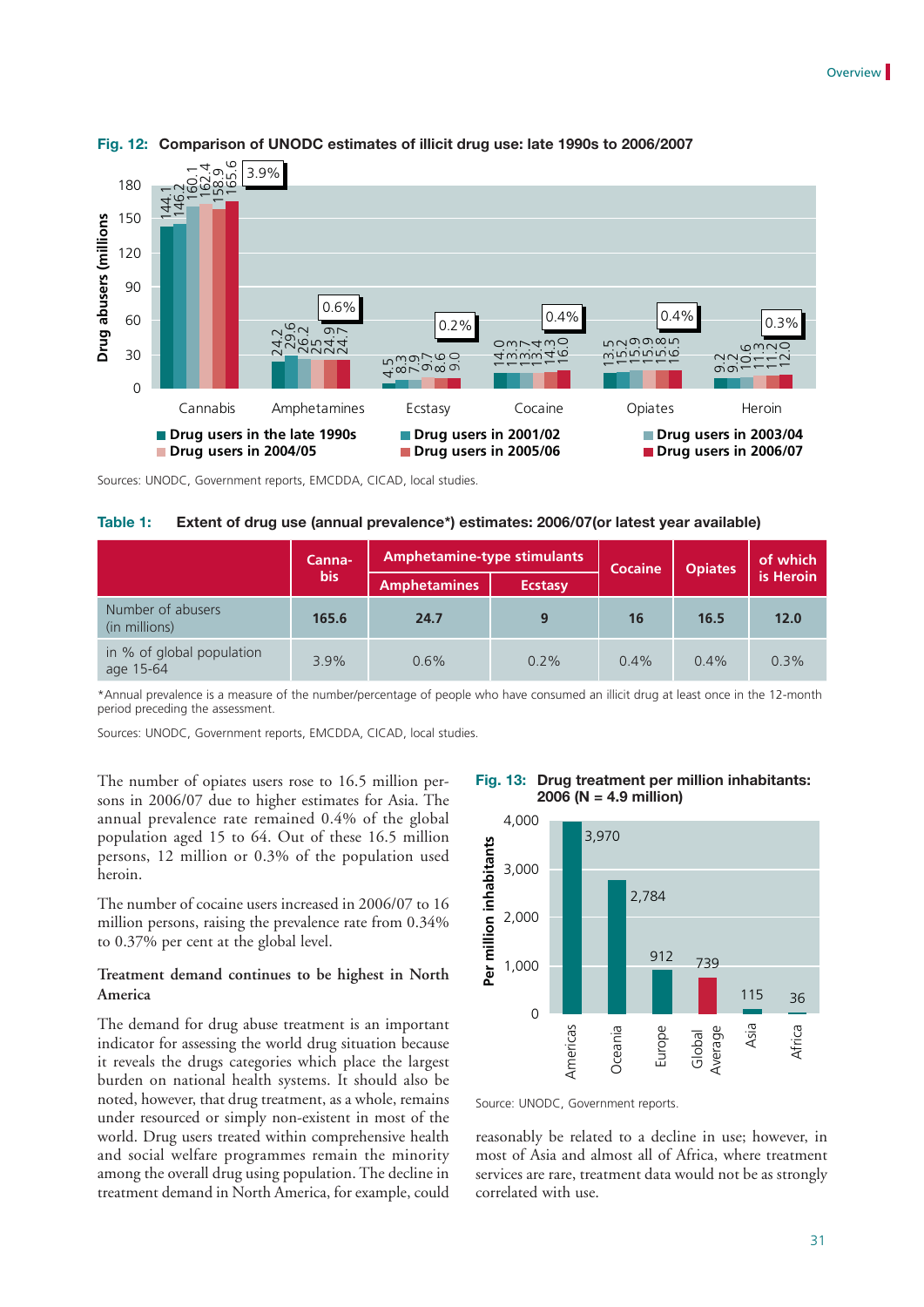**Fig. 12: Comparison of UNODC estimates of illicit drug use: late 1990s to 2006/2007**

| | Cannabis | Amphetamines | Ecstasy | Cocaine | Opiates | Heroin |
|---|---|---|---|---|---|---|
| Drug users in the late 1990s | 144.1 | 24.2 | 4.5 | 14.0 | 13.5 | 9.2 |
| Drug users in 2001/02 | 146.2 | 29.6 | 8.3 | 13.3 | 15.2 | 9.2 |
| Drug users in 2003/04 | 160.1 | 26.2 | 7.9 | 13.7 | 15.9 | 10.6 |
| Drug users in 2004/05 | 162.4 | 25 | 9.7 | 13.4 | 15.9 | 11.3 |
| Drug users in 2005/06 | 158.9 | 24.9 | 8.6 | 14.3 | 15.8 | 11.2 |
| Drug users in 2006/07 | 165.6 | 24.7 | 9.0 | 16.0 | 16.5 | 12.0 |
| % (2006/07) | 3.9% | 0.6% | 0.2% | 0.4% | 0.4% | 0.3% |

Drug abusers (millions)

Sources: UNODC, Government reports, EMCDDA, CICAD, local studies.

**Table 1: Extent of drug use (annual prevalence*) estimates: 2006/07(or latest year available)**

| | Canna-bis | Amphetamine-type stimulants | | Cocaine | Opiates | of which is Heroin |
|---|---|---|---|---|---|---|
| | | Amphetamines | Ecstasy | | | |
| Number of abusers (in millions) | **165.6** | **24.7** | **9** | **16** | **16.5** | **12.0** |
| in % of global population age 15-64 | 3.9% | 0.6% | 0.2% | 0.4% | 0.4% | 0.3% |

*Annual prevalence is a measure of the number/percentage of people who have consumed an illicit drug at least once in the 12-month period preceding the assessment.

Sources: UNODC, Government reports, EMCDDA, CICAD, local studies.

The number of opiates users rose to 16.5 million persons in 2006/07 due to higher estimates for Asia. The annual prevalence rate remained 0.4% of the global population aged 15 to 64. Out of these 16.5 million persons, 12 million or 0.3% of the population used heroin.

The number of cocaine users increased in 2006/07 to 16 million persons, raising the prevalence rate from 0.34% to 0.37% per cent at the global level.

**Treatment demand continues to be highest in North America**

The demand for drug abuse treatment is an important indicator for assessing the world drug situation because it reveals the drugs categories which place the largest burden on national health systems. It should also be noted, however, that drug treatment, as a whole, remains under resourced or simply non-existent in most of the world. Drug users treated within comprehensive health and social welfare programmes remain the minority among the overall drug using population. The decline in treatment demand in North America, for example, could reasonably be related to a decline in use; however, in most of Asia and almost all of Africa, where treatment services are rare, treatment data would not be as strongly correlated with use.

**Fig. 13: Drug treatment per million inhabitants: 2006 (N = 4.9 million)**

| Region | Per million inhabitants |
|---|---|
| Americas | 3,970 |
| Oceania | 2,784 |
| Europe | 912 |
| Global Average | 739 |
| Asia | 115 |
| Africa | 36 |

Source: UNODC, Government reports.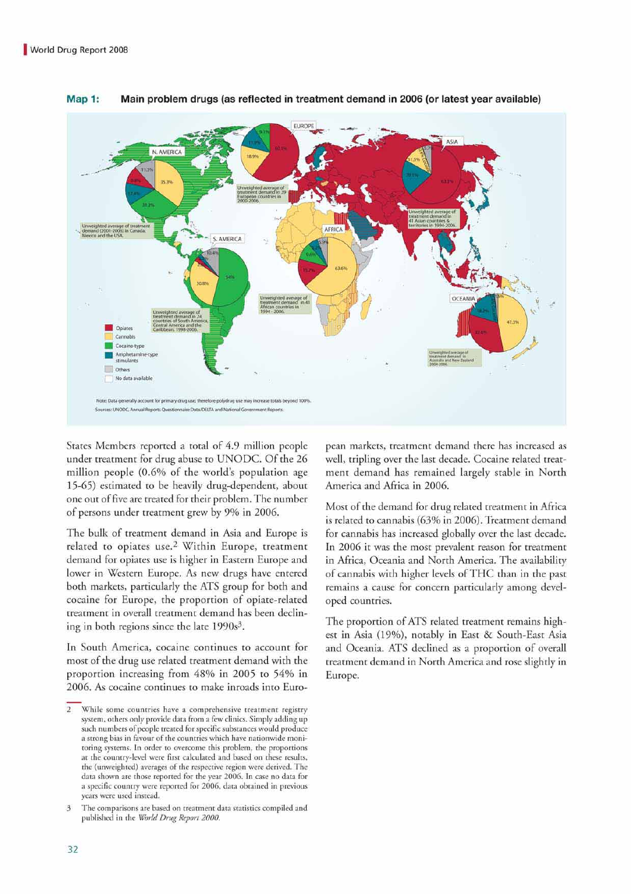**Map 1: Main problem drugs (as reflected in treatment demand in 2006 (or latest year available)**

Note: Data generally account for primary drug use; therefore polydrug use may increase totals beyond 100%.
Sources: UNODC, Annual Reports Questionnaire Data/DELTA and National Government Reports.

States Members reported a total of 4.9 million people under treatment for drug abuse to UNODC. Of the 26 million people (0.6% of the world's population age 15-65) estimated to be heavily drug-dependent, about one out of five are treated for their problem. The number of persons under treatment grew by 9% in 2006.

The bulk of treatment demand in Asia and Europe is related to opiates use.[2] Within Europe, treatment demand for opiates use is higher in Eastern Europe and lower in Western Europe. As new drugs have entered both markets, particularly the ATS group for both and cocaine for Europe, the proportion of opiate-related treatment in overall treatment demand has been declining in both regions since the late 1990s[3].

In South America, cocaine continues to account for most of the drug use related treatment demand with the proportion increasing from 48% in 2005 to 54% in 2006. As cocaine continues to make inroads into European markets, treatment demand there has increased as well, tripling over the last decade. Cocaine related treatment demand has remained largely stable in North America and Africa in 2006.

Most of the demand for drug related treatment in Africa is related to cannabis (63% in 2006). Treatment demand for cannabis has increased globally over the last decade. In 2006 it was the most prevalent reason for treatment in Africa, Oceania and North America. The availability of cannabis with higher levels of THC than in the past remains a cause for concern particularly among developed countries.

The proportion of ATS related treatment remains highest in Asia (19%), notably in East & South-East Asia and Oceania. ATS declined as a proportion of overall treatment demand in North America and rose slightly in Europe.

---

2 While some countries have a comprehensive treatment registry system, others only provide data from a few clinics. Simply adding up such numbers of people treated for specific substances would produce a strong bias in favour of the countries which have nationwide monitoring systems. In order to overcome this problem, the proportions at the country-level were first calculated and based on these results, the (unweighted) averages of the respective region were derived. The data shown are those reported for the year 2006. In case no data for a specific country were reported for 2006, data obtained in previous years were used instead.

3 The comparisons are based on treatment data statistics compiled and published in the *World Drug Report 2000*.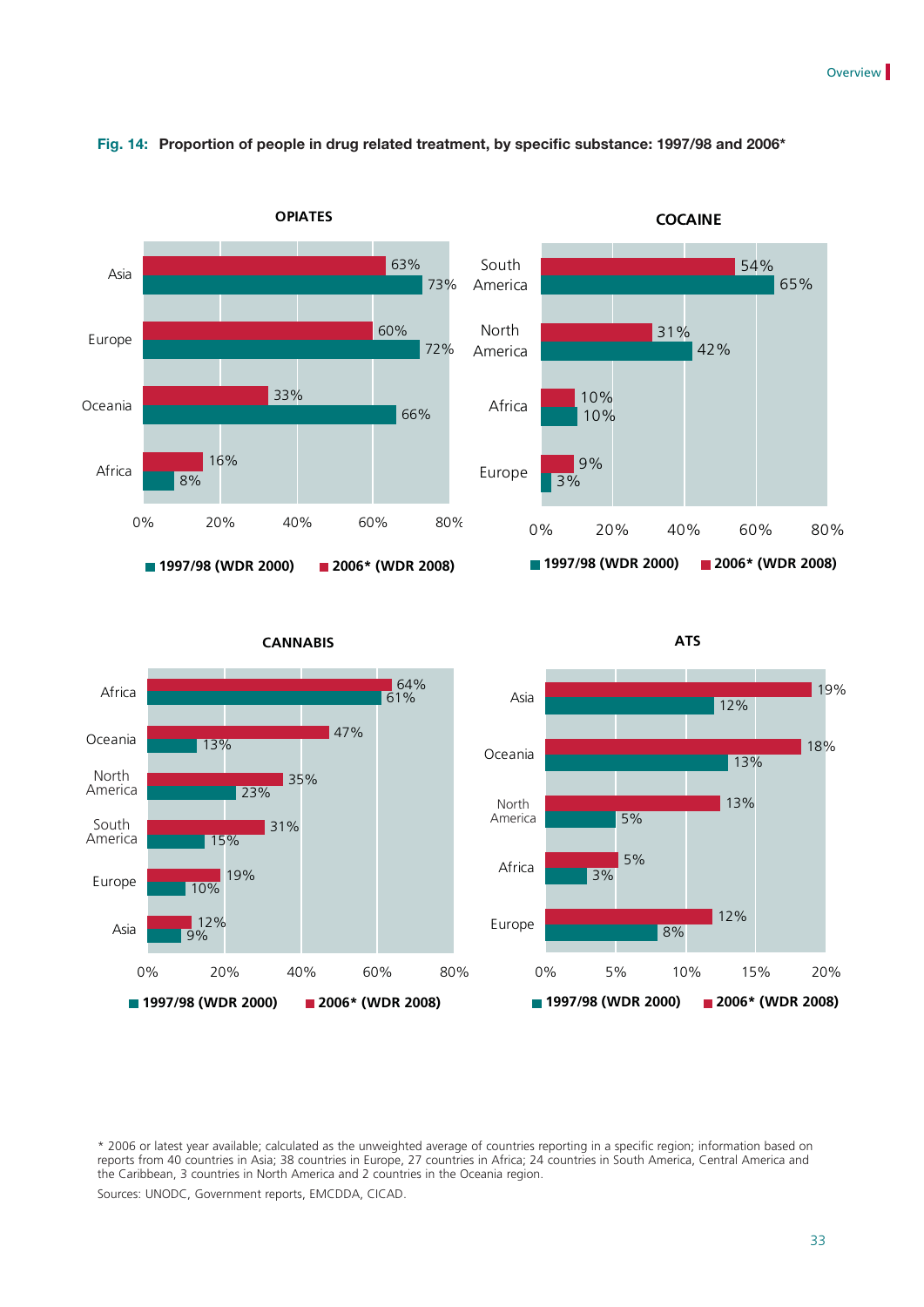**Fig. 14: Proportion of people in drug related treatment, by specific substance: 1997/98 and 2006***

**OPIATES**

| Region | 1997/98 (WDR 2000) | 2006* (WDR 2008) |
|---|---|---|
| Asia | 73% | 63% |
| Europe | 72% | 60% |
| Oceania | 66% | 33% |
| Africa | 8% | 16% |

**COCAINE**

| Region | 1997/98 (WDR 2000) | 2006* (WDR 2008) |
|---|---|---|
| South America | 65% | 54% |
| North America | 42% | 31% |
| Africa | 10% | 10% |
| Europe | 3% | 9% |

**CANNABIS**

| Region | 1997/98 (WDR 2000) | 2006* (WDR 2008) |
|---|---|---|
| Africa | 61% | 64% |
| Oceania | 13% | 47% |
| North America | 23% | 35% |
| South America | 15% | 31% |
| Europe | 10% | 19% |
| Asia | 9% | 12% |

**ATS**

| Region | 1997/98 (WDR 2000) | 2006* (WDR 2008) |
|---|---|---|
| Asia | 12% | 19% |
| Oceania | 13% | 18% |
| North America | 5% | 13% |
| Africa | 3% | 5% |
| Europe | 8% | 12% |

* 2006 or latest year available; calculated as the unweighted average of countries reporting in a specific region; information based on reports from 40 countries in Asia; 38 countries in Europe, 27 countries in Africa; 24 countries in South America, Central America and the Caribbean, 3 countries in North America and 2 countries in the Oceania region.

Sources: UNODC, Government reports, EMCDDA, CICAD.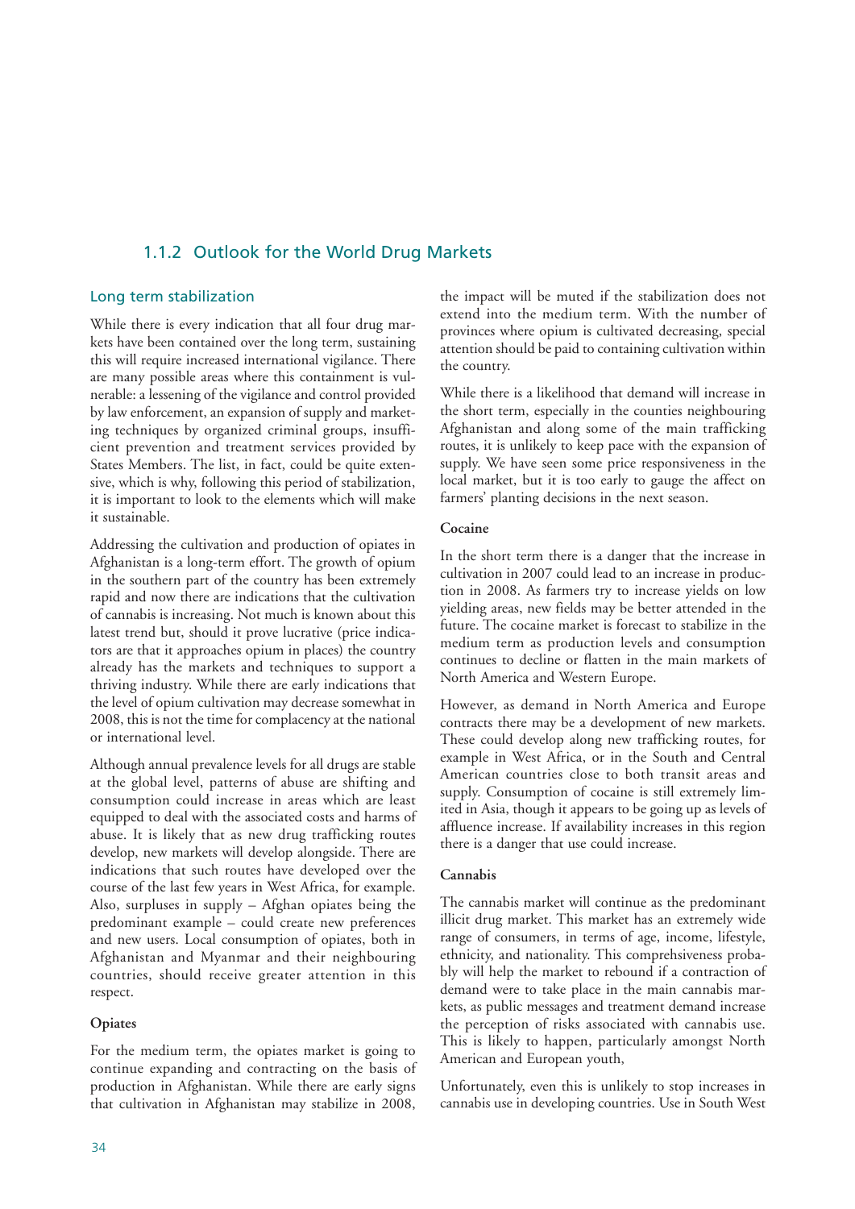## 1.1.2 Outlook for the World Drug Markets

### Long term stabilization

While there is every indication that all four drug markets have been contained over the long term, sustaining this will require increased international vigilance. There are many possible areas where this containment is vulnerable: a lessening of the vigilance and control provided by law enforcement, an expansion of supply and marketing techniques by organized criminal groups, insufficient prevention and treatment services provided by States Members. The list, in fact, could be quite extensive, which is why, following this period of stabilization, it is important to look to the elements which will make it sustainable.

Addressing the cultivation and production of opiates in Afghanistan is a long-term effort. The growth of opium in the southern part of the country has been extremely rapid and now there are indications that the cultivation of cannabis is increasing. Not much is known about this latest trend but, should it prove lucrative (price indicators are that it approaches opium in places) the country already has the markets and techniques to support a thriving industry. While there are early indications that the level of opium cultivation may decrease somewhat in 2008, this is not the time for complacency at the national or international level.

Although annual prevalence levels for all drugs are stable at the global level, patterns of abuse are shifting and consumption could increase in areas which are least equipped to deal with the associated costs and harms of abuse. It is likely that as new drug trafficking routes develop, new markets will develop alongside. There are indications that such routes have developed over the course of the last few years in West Africa, for example. Also, surpluses in supply – Afghan opiates being the predominant example – could create new preferences and new users. Local consumption of opiates, both in Afghanistan and Myanmar and their neighbouring countries, should receive greater attention in this respect.

#### Opiates

For the medium term, the opiates market is going to continue expanding and contracting on the basis of production in Afghanistan. While there are early signs that cultivation in Afghanistan may stabilize in 2008, the impact will be muted if the stabilization does not extend into the medium term. With the number of provinces where opium is cultivated decreasing, special attention should be paid to containing cultivation within the country.

While there is a likelihood that demand will increase in the short term, especially in the counties neighbouring Afghanistan and along some of the main trafficking routes, it is unlikely to keep pace with the expansion of supply. We have seen some price responsiveness in the local market, but it is too early to gauge the affect on farmers' planting decisions in the next season.

#### Cocaine

In the short term there is a danger that the increase in cultivation in 2007 could lead to an increase in production in 2008. As farmers try to increase yields on low yielding areas, new fields may be better attended in the future. The cocaine market is forecast to stabilize in the medium term as production levels and consumption continues to decline or flatten in the main markets of North America and Western Europe.

However, as demand in North America and Europe contracts there may be a development of new markets. These could develop along new trafficking routes, for example in West Africa, or in the South and Central American countries close to both transit areas and supply. Consumption of cocaine is still extremely limited in Asia, though it appears to be going up as levels of affluence increase. If availability increases in this region there is a danger that use could increase.

#### Cannabis

The cannabis market will continue as the predominant illicit drug market. This market has an extremely wide range of consumers, in terms of age, income, lifestyle, ethnicity, and nationality. This comprehsiveness probably will help the market to rebound if a contraction of demand were to take place in the main cannabis markets, as public messages and treatment demand increase the perception of risks associated with cannabis use. This is likely to happen, particularly amongst North American and European youth,

Unfortunately, even this is unlikely to stop increases in cannabis use in developing countries. Use in South West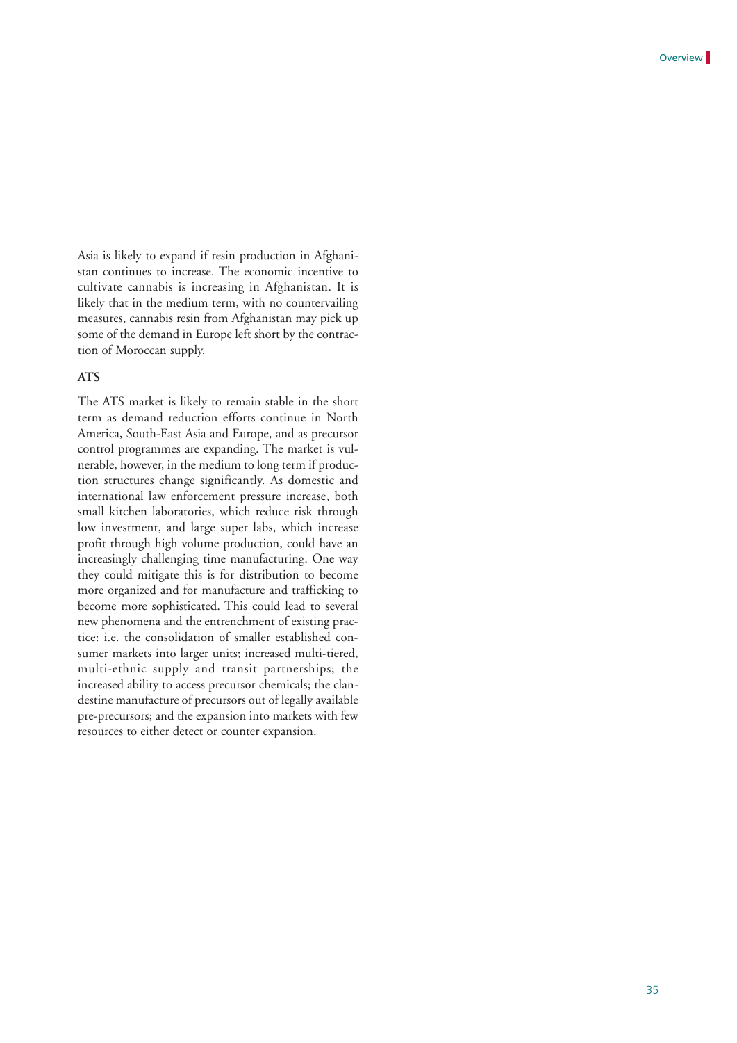Asia is likely to expand if resin production in Afghanistan continues to increase. The economic incentive to cultivate cannabis is increasing in Afghanistan. It is likely that in the medium term, with no countervailing measures, cannabis resin from Afghanistan may pick up some of the demand in Europe left short by the contraction of Moroccan supply.

### ATS

The ATS market is likely to remain stable in the short term as demand reduction efforts continue in North America, South-East Asia and Europe, and as precursor control programmes are expanding. The market is vulnerable, however, in the medium to long term if production structures change significantly. As domestic and international law enforcement pressure increase, both small kitchen laboratories, which reduce risk through low investment, and large super labs, which increase profit through high volume production, could have an increasingly challenging time manufacturing. One way they could mitigate this is for distribution to become more organized and for manufacture and trafficking to become more sophisticated. This could lead to several new phenomena and the entrenchment of existing practice: i.e. the consolidation of smaller established consumer markets into larger units; increased multi-tiered, multi-ethnic supply and transit partnerships; the increased ability to access precursor chemicals; the clandestine manufacture of precursors out of legally available pre-precursors; and the expansion into markets with few resources to either detect or counter expansion.